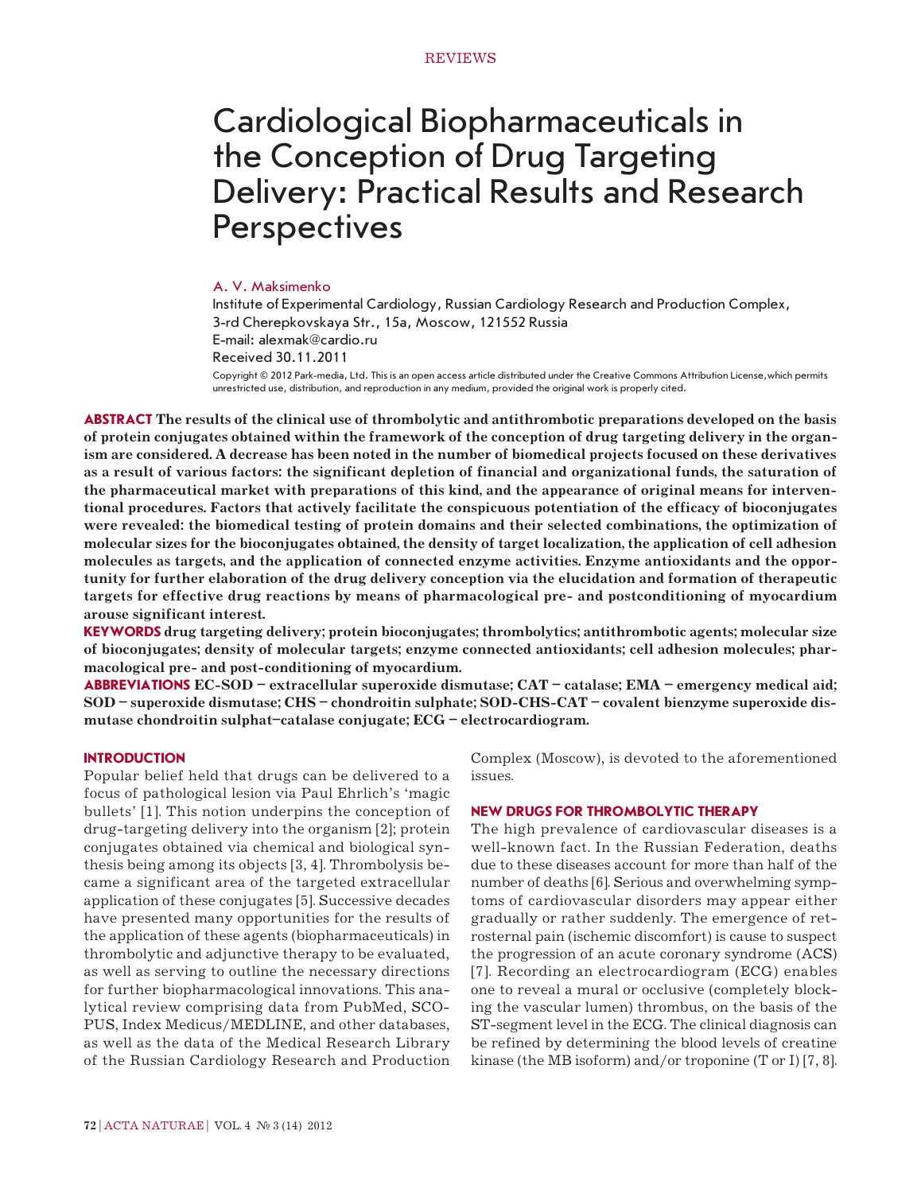REVIEWS

# Cardiological Biopharmaceuticals in the Conception of Drug Targeting Delivery: Practical Results and Research Perspectives

A. V. Maksimenko

Institute of Experimental Cardiology, Russian Cardiology Research and Production Complex, 3-rd Cherepkovskaya Str., 15a, Moscow, 121552 Russia

E-mail: alexmak@cardio.ru

Received 30.11.2011

Copyright © 2012 Park-media, Ltd. This is an open access article distributed under the Creative Commons Attribution License,which permits unrestricted use, distribution, and reproduction in any medium, provided the original work is properly cited.

**ABSTRACT The results of the clinical use of thrombolytic and antithrombotic preparations developed on the basis of protein conjugates obtained within the framework of the conception of drug targeting delivery in the organism are considered. A decrease has been noted in the number of biomedical projects focused on these derivatives as a result of various factors: the significant depletion of financial and organizational funds, the saturation of the pharmaceutical market with preparations of this kind, and the appearance of original means for interventional procedures. Factors that actively facilitate the conspicuous potentiation of the efficacy of bioconjugates were revealed: the biomedical testing of protein domains and their selected combinations, the optimization of molecular sizes for the bioconjugates obtained, the density of target localization, the application of cell adhesion molecules as targets, and the application of connected enzyme activities. Enzyme antioxidants and the opportunity for further elaboration of the drug delivery conception via the elucidation and formation of therapeutic targets for effective drug reactions by means of pharmacological pre- and postconditioning of myocardium arouse significant interest.**

**KEYWORDS drug targeting delivery; protein bioconjugates; thrombolytics; antithrombotic agents; molecular size of bioconjugates; density of molecular targets; enzyme connected antioxidants; cell adhesion molecules; pharmacological pre- and post-conditioning of myocardium.**

**ABBREVIATIONS EC-SOD – extracellular superoxide dismutase; CAT – catalase; EMA – emergency medical aid; SOD – superoxide dismutase; CHS – chondroitin sulphate; SOD-CHS-CAT – covalent bienzyme superoxide dismutase chondroitin sulphat–catalase conjugate; ECG – electrocardiogram.**

## INTRODUCTION

Popular belief held that drugs can be delivered to a focus of pathological lesion via Paul Ehrlich's 'magic bullets' [1]. This notion underpins the conception of drug-targeting delivery into the organism [2]; protein conjugates obtained via chemical and biological synthesis being among its objects [3, 4]. Thrombolysis became a significant area of the targeted extracellular application of these conjugates [5]. Successive decades have presented many opportunities for the results of the application of these agents (biopharmaceuticals) in thrombolytic and adjunctive therapy to be evaluated, as well as serving to outline the necessary directions for further biopharmacological innovations. This analytical review comprising data from PubMed, SCOPUS, Index Medicus/MEDLINE, and other databases, as well as the data of the Medical Research Library of the Russian Cardiology Research and Production Complex (Moscow), is devoted to the aforementioned issues.

## NEW DRUGS FOR THROMBOLYTIC THERAPY

The high prevalence of cardiovascular diseases is a well-known fact. In the Russian Federation, deaths due to these diseases account for more than half of the number of deaths [6]. Serious and overwhelming symptoms of cardiovascular disorders may appear either gradually or rather suddenly. The emergence of retrosternal pain (ischemic discomfort) is cause to suspect the progression of an acute coronary syndrome (ACS) [7]. Recording an electrocardiogram (ECG) enables one to reveal a mural or occlusive (completely blocking the vascular lumen) thrombus, on the basis of the ST-segment level in the ECG. The clinical diagnosis can be refined by determining the blood levels of creatine kinase (the MB isoform) and/or troponine (T or I) [7, 8].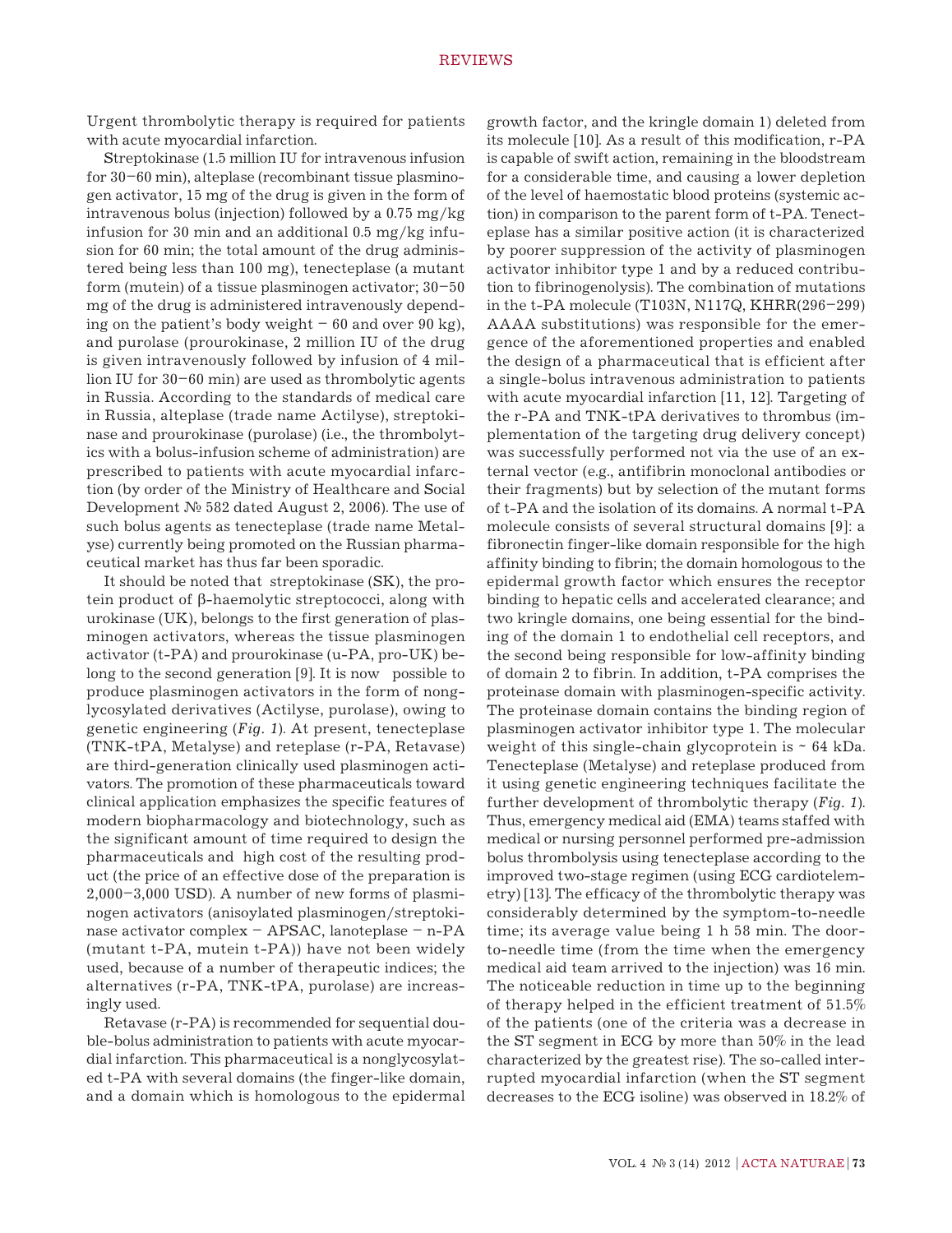Urgent thrombolytic therapy is required for patients with acute myocardial infarction.

Streptokinase (1.5 million IU for intravenous infusion for 30–60 min), alteplase (recombinant tissue plasminogen activator, 15 mg of the drug is given in the form of intravenous bolus (injection) followed by a 0.75 mg/kg infusion for 30 min and an additional 0.5 mg/kg infusion for 60 min; the total amount of the drug administered being less than 100 mg), tenecteplase (a mutant form (mutein) of a tissue plasminogen activator; 30–50 mg of the drug is administered intravenously depending on the patient's body weight – 60 and over 90 kg), and purolase (prourokinase, 2 million IU of the drug is given intravenously followed by infusion of 4 million IU for 30–60 min) are used as thrombolytic agents in Russia. According to the standards of medical care in Russia, alteplase (trade name Actilyse), streptokinase and prourokinase (purolase) (i.e., the thrombolytics with a bolus-infusion scheme of administration) are prescribed to patients with acute myocardial infarction (by order of the Ministry of Healthcare and Social Development № 582 dated August 2, 2006). The use of such bolus agents as tenecteplase (trade name Metalyse) currently being promoted on the Russian pharmaceutical market has thus far been sporadic.

It should be noted that streptokinase (SK), the protein product of β-haemolytic streptococci, along with urokinase (UK), belongs to the first generation of plasminogen activators, whereas the tissue plasminogen activator (t-PA) and prourokinase (u-PA, pro-UK) belong to the second generation [9]. It is now possible to produce plasminogen activators in the form of nonglycosylated derivatives (Actilyse, purolase), owing to genetic engineering (*Fig. 1*). At present, tenecteplase (TNK-tPA, Metalyse) and reteplase (r-PA, Retavase) are third-generation clinically used plasminogen activators. The promotion of these pharmaceuticals toward clinical application emphasizes the specific features of modern biopharmacology and biotechnology, such as the significant amount of time required to design the pharmaceuticals and high cost of the resulting product (the price of an effective dose of the preparation is 2,000–3,000 USD). A number of new forms of plasminogen activators (anisoylated plasminogen/streptokinase activator complex – APSAC, lanoteplase – n-PA (mutant t-PA, mutein t-PA)) have not been widely used, because of a number of therapeutic indices; the alternatives (r-PA, TNK-tPA, purolase) are increasingly used.

Retavase (r-PA) is recommended for sequential double-bolus administration to patients with acute myocardial infarction. This pharmaceutical is a nonglycosylated t-PA with several domains (the finger-like domain, and a domain which is homologous to the epidermal growth factor, and the kringle domain 1) deleted from its molecule [10]. As a result of this modification, r-PA is capable of swift action, remaining in the bloodstream for a considerable time, and causing a lower depletion of the level of haemostatic blood proteins (systemic action) in comparison to the parent form of t-PA. Tenecteplase has a similar positive action (it is characterized by poorer suppression of the activity of plasminogen activator inhibitor type 1 and by a reduced contribution to fibrinogenolysis). The combination of mutations in the t-PA molecule (T103N, N117Q, KHRR(296–299) AAAA substitutions) was responsible for the emergence of the aforementioned properties and enabled the design of a pharmaceutical that is efficient after a single-bolus intravenous administration to patients with acute myocardial infarction [11, 12]. Targeting of the r-PA and TNK-tPA derivatives to thrombus (implementation of the targeting drug delivery concept) was successfully performed not via the use of an external vector (e.g., antifibrin monoclonal antibodies or their fragments) but by selection of the mutant forms of t-PA and the isolation of its domains. A normal t-PA molecule consists of several structural domains [9]: a fibronectin finger-like domain responsible for the high affinity binding to fibrin; the domain homologous to the epidermal growth factor which ensures the receptor binding to hepatic cells and accelerated clearance; and two kringle domains, one being essential for the binding of the domain 1 to endothelial cell receptors, and the second being responsible for low-affinity binding of domain 2 to fibrin. In addition, t-PA comprises the proteinase domain with plasminogen-specific activity. The proteinase domain contains the binding region of plasminogen activator inhibitor type 1. The molecular weight of this single-chain glycoprotein is ~ 64 kDa. Tenecteplase (Metalyse) and reteplase produced from it using genetic engineering techniques facilitate the further development of thrombolytic therapy (*Fig. 1*). Thus, emergency medical aid (EMA) teams staffed with medical or nursing personnel performed pre-admission bolus thrombolysis using tenecteplase according to the improved two-stage regimen (using ECG cardiotelemetry) [13]. The efficacy of the thrombolytic therapy was considerably determined by the symptom-to-needle time; its average value being 1 h 58 min. The door-to-needle time (from the time when the emergency medical aid team arrived to the injection) was 16 min. The noticeable reduction in time up to the beginning of therapy helped in the efficient treatment of 51.5% of the patients (one of the criteria was a decrease in the ST segment in ECG by more than 50% in the lead characterized by the greatest rise). The so-called interrupted myocardial infarction (when the ST segment decreases to the ECG isoline) was observed in 18.2% of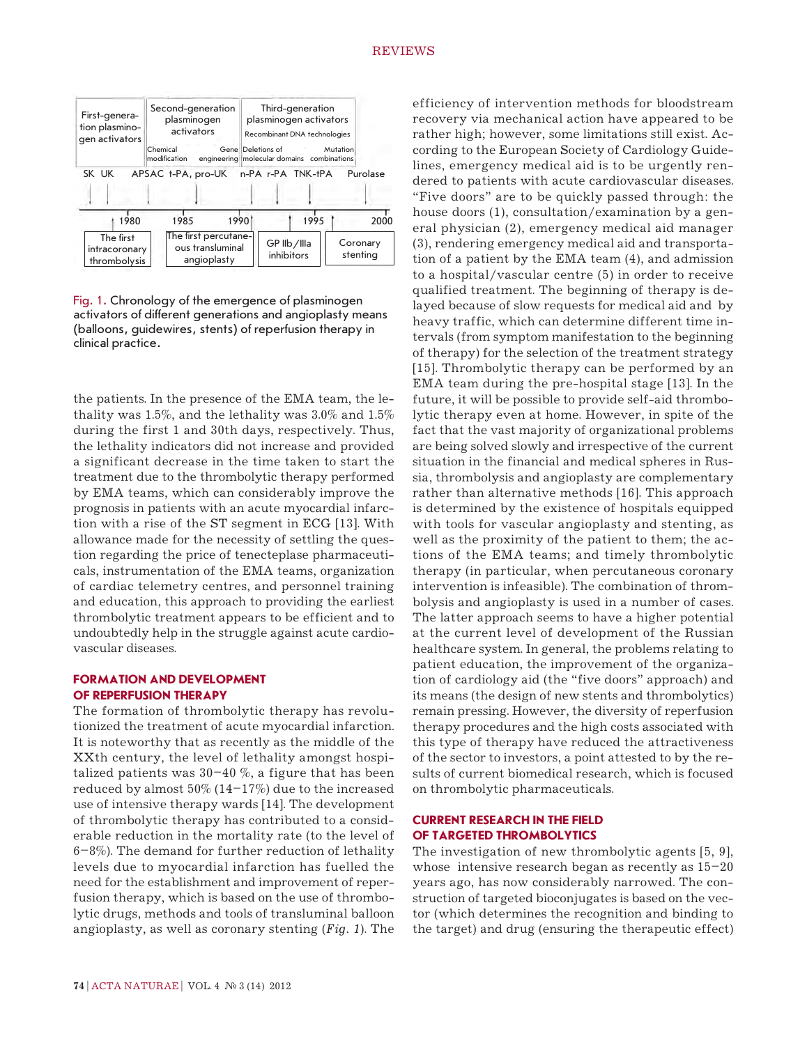Fig. 1. Chronology of the emergence of plasminogen activators of different generations and angioplasty means (balloons, guidewires, stents) of reperfusion therapy in clinical practice.

the patients. In the presence of the EMA team, the lethality was 1.5%, and the lethality was 3.0% and 1.5% during the first 1 and 30th days, respectively. Thus, the lethality indicators did not increase and provided a significant decrease in the time taken to start the treatment due to the thrombolytic therapy performed by EMA teams, which can considerably improve the prognosis in patients with an acute myocardial infarction with a rise of the ST segment in ECG [13]. With allowance made for the necessity of settling the question regarding the price of tenecteplase pharmaceuticals, instrumentation of the EMA teams, organization of cardiac telemetry centres, and personnel training and education, this approach to providing the earliest thrombolytic treatment appears to be efficient and to undoubtedly help in the struggle against acute cardiovascular diseases.

## FORMATION AND DEVELOPMENT OF REPERFUSION THERAPY

The formation of thrombolytic therapy has revolutionized the treatment of acute myocardial infarction. It is noteworthy that as recently as the middle of the XXth century, the level of lethality amongst hospitalized patients was 30–40 %, a figure that has been reduced by almost 50% (14–17%) due to the increased use of intensive therapy wards [14]. The development of thrombolytic therapy has contributed to a considerable reduction in the mortality rate (to the level of 6–8%). The demand for further reduction of lethality levels due to myocardial infarction has fuelled the need for the establishment and improvement of reperfusion therapy, which is based on the use of thrombolytic drugs, methods and tools of transluminal balloon angioplasty, as well as coronary stenting (*Fig. 1*). The efficiency of intervention methods for bloodstream recovery via mechanical action have appeared to be rather high; however, some limitations still exist. According to the European Society of Cardiology Guidelines, emergency medical aid is to be urgently rendered to patients with acute cardiovascular diseases. "Five doors" are to be quickly passed through: the house doors (1), consultation/examination by a general physician (2), emergency medical aid manager (3), rendering emergency medical aid and transportation of a patient by the EMA team (4), and admission to a hospital/vascular centre (5) in order to receive qualified treatment. The beginning of therapy is delayed because of slow requests for medical aid and by heavy traffic, which can determine different time intervals (from symptom manifestation to the beginning of therapy) for the selection of the treatment strategy [15]. Thrombolytic therapy can be performed by an EMA team during the pre-hospital stage [13]. In the future, it will be possible to provide self-aid thrombolytic therapy even at home. However, in spite of the fact that the vast majority of organizational problems are being solved slowly and irrespective of the current situation in the financial and medical spheres in Russia, thrombolysis and angioplasty are complementary rather than alternative methods [16]. This approach is determined by the existence of hospitals equipped with tools for vascular angioplasty and stenting, as well as the proximity of the patient to them; the actions of the EMA teams; and timely thrombolytic therapy (in particular, when percutaneous coronary intervention is infeasible). The combination of thrombolysis and angioplasty is used in a number of cases. The latter approach seems to have a higher potential at the current level of development of the Russian healthcare system. In general, the problems relating to patient education, the improvement of the organization of cardiology aid (the "five doors" approach) and its means (the design of new stents and thrombolytics) remain pressing. However, the diversity of reperfusion therapy procedures and the high costs associated with this type of therapy have reduced the attractiveness of the sector to investors, a point attested to by the results of current biomedical research, which is focused on thrombolytic pharmaceuticals.

## CURRENT RESEARCH IN THE FIELD OF TARGETED THROMBOLYTICS

The investigation of new thrombolytic agents [5, 9], whose intensive research began as recently as 15–20 years ago, has now considerably narrowed. The construction of targeted bioconjugates is based on the vector (which determines the recognition and binding to the target) and drug (ensuring the therapeutic effect)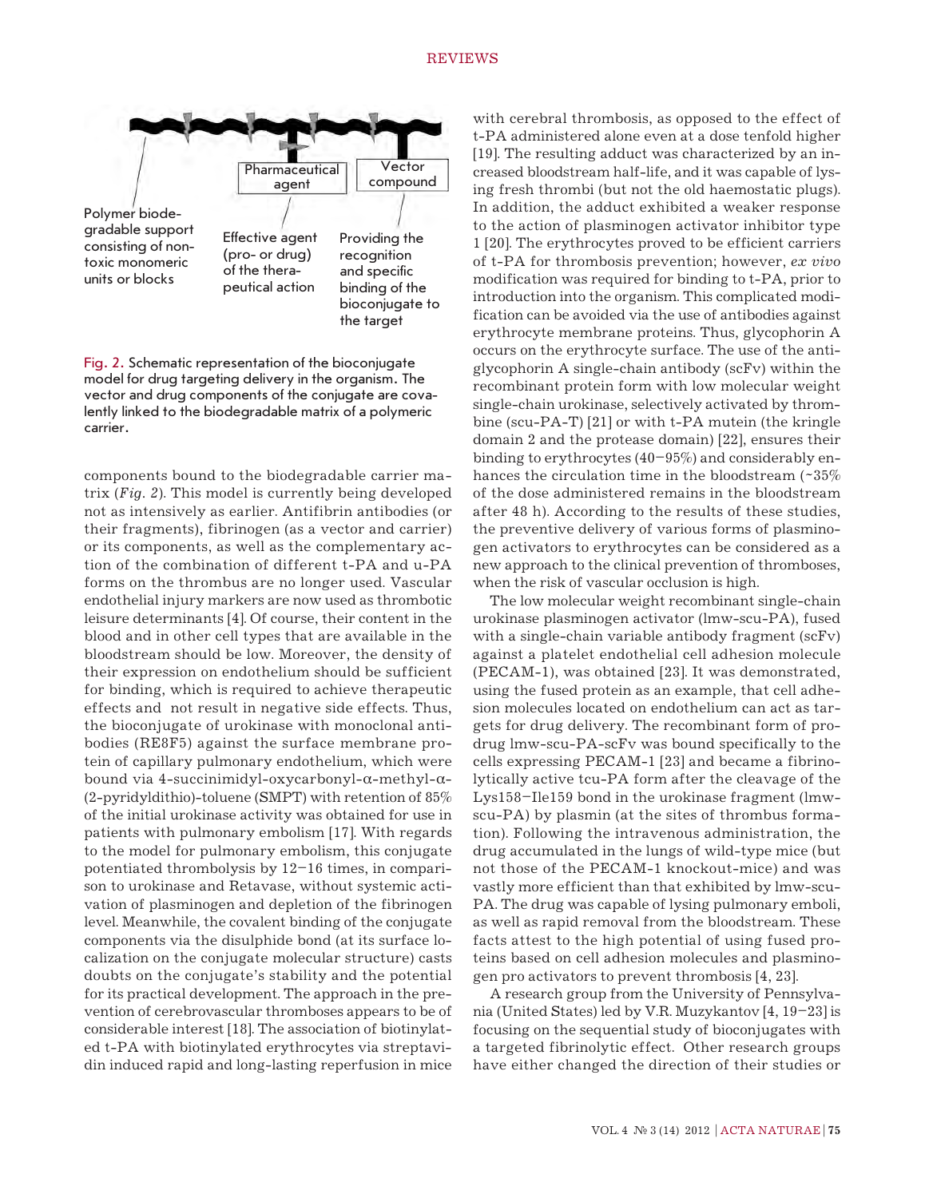Polymer biodegradable support consisting of non-toxic monomeric units or blocks

Pharmaceutical agent

Effective agent (pro- or drug) of the therapeutical action

Vector compound

Providing the recognition and specific binding of the bioconjugate to the target

Fig. 2. Schematic representation of the bioconjugate model for drug targeting delivery in the organism. The vector and drug components of the conjugate are covalently linked to the biodegradable matrix of a polymeric carrier.

components bound to the biodegradable carrier matrix (*Fig. 2*). This model is currently being developed not as intensively as earlier. Antifibrin antibodies (or their fragments), fibrinogen (as a vector and carrier) or its components, as well as the complementary action of the combination of different t-PA and u-PA forms on the thrombus are no longer used. Vascular endothelial injury markers are now used as thrombotic leisure determinants [4]. Of course, their content in the blood and in other cell types that are available in the bloodstream should be low. Moreover, the density of their expression on endothelium should be sufficient for binding, which is required to achieve therapeutic effects and not result in negative side effects. Thus, the bioconjugate of urokinase with monoclonal antibodies (RE8F5) against the surface membrane protein of capillary pulmonary endothelium, which were bound via 4-succinimidyl-oxycarbonyl-α-methyl-α-(2-pyridyldithio)-toluene (SMPT) with retention of 85% of the initial urokinase activity was obtained for use in patients with pulmonary embolism [17]. With regards to the model for pulmonary embolism, this conjugate potentiated thrombolysis by 12–16 times, in comparison to urokinase and Retavase, without systemic activation of plasminogen and depletion of the fibrinogen level. Meanwhile, the covalent binding of the conjugate components via the disulphide bond (at its surface localization on the conjugate molecular structure) casts doubts on the conjugate's stability and the potential for its practical development. The approach in the prevention of cerebrovascular thromboses appears to be of considerable interest [18]. The association of biotinylated t-PA with biotinylated erythrocytes via streptavidin induced rapid and long-lasting reperfusion in mice with cerebral thrombosis, as opposed to the effect of t-PA administered alone even at a dose tenfold higher [19]. The resulting adduct was characterized by an increased bloodstream half-life, and it was capable of lysing fresh thrombi (but not the old haemostatic plugs). In addition, the adduct exhibited a weaker response to the action of plasminogen activator inhibitor type 1 [20]. The erythrocytes proved to be efficient carriers of t-PA for thrombosis prevention; however, *ex vivo* modification was required for binding to t-PA, prior to introduction into the organism. This complicated modification can be avoided via the use of antibodies against erythrocyte membrane proteins. Thus, glycophorin A occurs on the erythrocyte surface. The use of the anti-glycophorin A single-chain antibody (scFv) within the recombinant protein form with low molecular weight single-chain urokinase, selectively activated by thrombine (scu-PA-T) [21] or with t-PA mutein (the kringle domain 2 and the protease domain) [22], ensures their binding to erythrocytes (40–95%) and considerably enhances the circulation time in the bloodstream (~35% of the dose administered remains in the bloodstream after 48 h). According to the results of these studies, the preventive delivery of various forms of plasminogen activators to erythrocytes can be considered as a new approach to the clinical prevention of thromboses, when the risk of vascular occlusion is high.

The low molecular weight recombinant single-chain urokinase plasminogen activator (lmw-scu-PA), fused with a single-chain variable antibody fragment (scFv) against a platelet endothelial cell adhesion molecule (PECAM-1), was obtained [23]. It was demonstrated, using the fused protein as an example, that cell adhesion molecules located on endothelium can act as targets for drug delivery. The recombinant form of prodrug lmw-scu-PA-scFv was bound specifically to the cells expressing PECAM-1 [23] and became a fibrinolytically active tcu-PA form after the cleavage of the Lys158–Ile159 bond in the urokinase fragment (lmw-scu-PA) by plasmin (at the sites of thrombus formation). Following the intravenous administration, the drug accumulated in the lungs of wild-type mice (but not those of the PECAM-1 knockout-mice) and was vastly more efficient than that exhibited by lmw-scu-PA. The drug was capable of lysing pulmonary emboli, as well as rapid removal from the bloodstream. These facts attest to the high potential of using fused proteins based on cell adhesion molecules and plasminogen pro activators to prevent thrombosis [4, 23].

A research group from the University of Pennsylvania (United States) led by V.R. Muzykantov [4, 19–23] is focusing on the sequential study of bioconjugates with a targeted fibrinolytic effect. Other research groups have either changed the direction of their studies or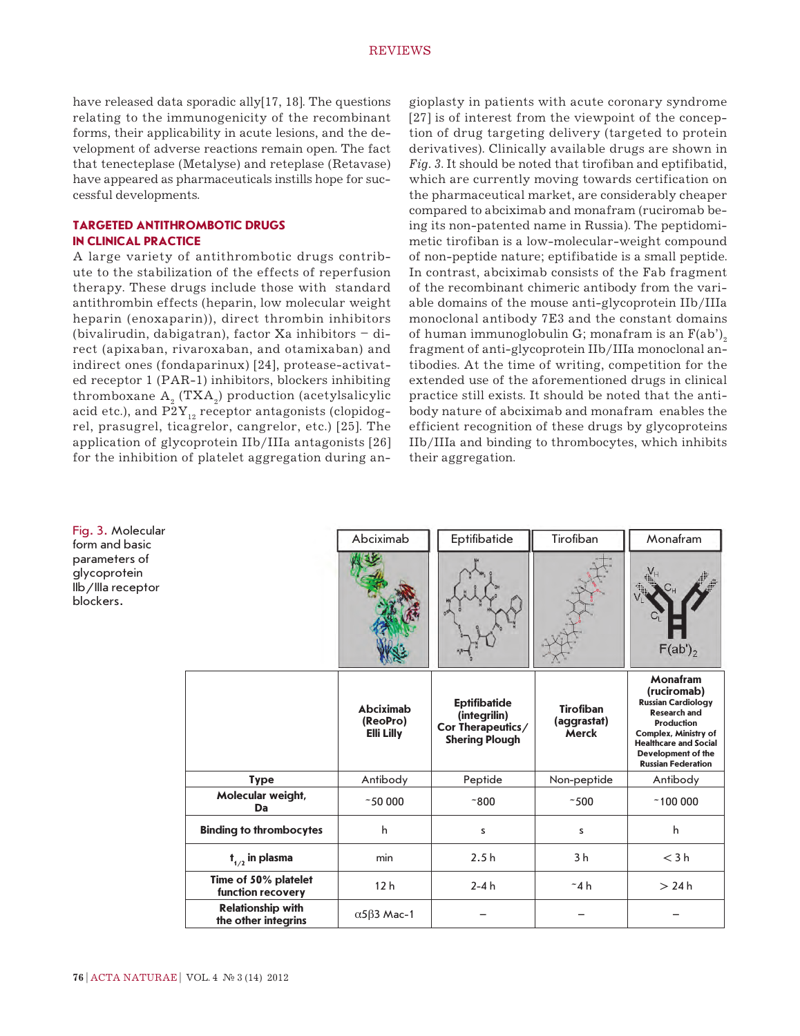have released data sporadic ally[17, 18]. The questions relating to the immunogenicity of the recombinant forms, their applicability in acute lesions, and the development of adverse reactions remain open. The fact that tenecteplase (Metalyse) and reteplase (Retavase) have appeared as pharmaceuticals instills hope for successful developments.

## TARGETED ANTITHROMBOTIC DRUGS IN CLINICAL PRACTICE

A large variety of antithrombotic drugs contribute to the stabilization of the effects of reperfusion therapy. These drugs include those with standard antithrombin effects (heparin, low molecular weight heparin (enoxaparin)), direct thrombin inhibitors (bivalirudin, dabigatran), factor Xa inhibitors – direct (apixaban, rivaroxaban, and otamixaban) and indirect ones (fondaparinux) [24], protease-activated receptor 1 (PAR-1) inhibitors, blockers inhibiting thromboxane $A_2$ ($TXA_2$) production (acetylsalicylic acid etc.), and $P2Y_{12}$ receptor antagonists (clopidogrel, prasugrel, ticagrelor, cangrelor, etc.) [25]. The application of glycoprotein IIb/IIIa antagonists [26] for the inhibition of platelet aggregation during angioplasty in patients with acute coronary syndrome [27] is of interest from the viewpoint of the conception of drug targeting delivery (targeted to protein derivatives). Clinically available drugs are shown in *Fig. 3*. It should be noted that tirofiban and eptifibatid, which are currently moving towards certification on the pharmaceutical market, are considerably cheaper compared to abciximab and monafram (ruciromab being its non-patented name in Russia). The peptidomimetic tirofiban is a low-molecular-weight compound of non-peptide nature; eptifibatide is a small peptide. In contrast, abciximab consists of the Fab fragment of the recombinant chimeric antibody from the variable domains of the mouse anti-glycoprotein IIb/IIIa monoclonal antibody 7E3 and the constant domains of human immunoglobulin G; monafram is an $F(ab')_2$ fragment of anti-glycoprotein IIb/IIIa monoclonal antibodies. At the time of writing, competition for the extended use of the aforementioned drugs in clinical practice still exists. It should be noted that the antibody nature of abciximab and monafram enables the efficient recognition of these drugs by glycoproteins IIb/IIIa and binding to thrombocytes, which inhibits their aggregation.

Fig. 3. Molecular form and basic parameters of glycoprotein IIb/IIIa receptor blockers.

| | Abciximab (ReoPro) Elli Lilly | Eptifibatide (integrilin) Cor Therapeutics/ Shering Plough | Tirofiban (aggrastat) Merck | Monafram (ruciromab) Russian Cardiology Research and Production Complex, Ministry of Healthcare and Social Development of the Russian Federation |
|---|---|---|---|---|
| **Type** | Antibody | Peptide | Non-peptide | Antibody |
| **Molecular weight, Da** | ~50 000 | ~800 | ~500 | ~100 000 |
| **Binding to thrombocytes** | h | s | s | h |
| **$t_{1/2}$ in plasma** | min | 2.5 h | 3 h | < 3 h |
| **Time of 50% platelet function recovery** | 12 h | 2-4 h | ~4 h | > 24 h |
| **Relationship with the other integrins** | $\alpha5\beta3$ Mac-1 | – | – | – |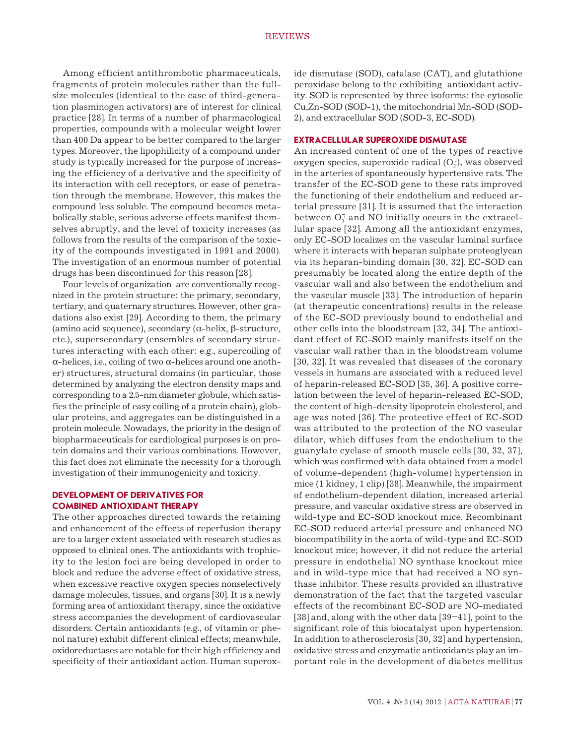Among efficient antithrombotic pharmaceuticals, fragments of protein molecules rather than the full-size molecules (identical to the case of third-generation plasminogen activators) are of interest for clinical practice [28]. In terms of a number of pharmacological properties, compounds with a molecular weight lower than 400 Da appear to be better compared to the larger types. Moreover, the lipophilicity of a compound under study is typically increased for the purpose of increasing the efficiency of a derivative and the specificity of its interaction with cell receptors, or ease of penetration through the membrane. However, this makes the compound less soluble. The compound becomes metabolically stable, serious adverse effects manifest themselves abruptly, and the level of toxicity increases (as follows from the results of the comparison of the toxicity of the compounds investigated in 1991 and 2000). The investigation of an enormous number of potential drugs has been discontinued for this reason [28].

Four levels of organization are conventionally recognized in the protein structure: the primary, secondary, tertiary, and quaternary structures. However, other gradations also exist [29]. According to them, the primary (amino acid sequence), secondary (α-helix, β-structure, etc.), supersecondary (ensembles of secondary structures interacting with each other: e.g., supercoiling of α-helices, i.e., coiling of two α-helices around one another) structures, structural domains (in particular, those determined by analyzing the electron density maps and corresponding to a 2.5-nm diameter globule, which satisfies the principle of easy coiling of a protein chain), globular proteins, and aggregates can be distinguished in a protein molecule. Nowadays, the priority in the design of biopharmaceuticals for cardiological purposes is on protein domains and their various combinations. However, this fact does not eliminate the necessity for a thorough investigation of their immunogenicity and toxicity.

## DEVELOPMENT OF DERIVATIVES FOR COMBINED ANTIOXIDANT THERAPY

The other approaches directed towards the retaining and enhancement of the effects of reperfusion therapy are to a larger extent associated with research studies as opposed to clinical ones. The antioxidants with trophicity to the lesion foci are being developed in order to block and reduce the adverse effect of oxidative stress, when excessive reactive oxygen species nonselectively damage molecules, tissues, and organs [30]. It is a newly forming area of antioxidant therapy, since the oxidative stress accompanies the development of cardiovascular disorders. Certain antioxidants (e.g., of vitamin or phenol nature) exhibit different clinical effects; meanwhile, oxidoreductases are notable for their high efficiency and specificity of their antioxidant action. Human superoxide dismutase (SOD), catalase (CAT), and glutathione peroxidase belong to the exhibiting antioxidant activity. SOD is represented by three isoforms: the cytosolic Cu,Zn-SOD (SOD-1), the mitochondrial Mn-SOD (SOD-2), and extracellular SOD (SOD-3, EC-SOD).

## EXTRACELLULAR SUPEROXIDE DISMUTASE

An increased content of one of the types of reactive oxygen species, superoxide radical ($O_2^-$), was observed in the arteries of spontaneously hypertensive rats. The transfer of the EC-SOD gene to these rats improved the functioning of their endothelium and reduced arterial pressure [31]. It is assumed that the interaction between $O_2^-$ and NO initially occurs in the extracellular space [32]. Among all the antioxidant enzymes, only EC-SOD localizes on the vascular luminal surface where it interacts with heparan sulphate proteoglycan via its heparan-binding domain [30, 32]. EC-SOD can presumably be located along the entire depth of the vascular wall and also between the endothelium and the vascular muscle [33]. The introduction of heparin (at therapeutic concentrations) results in the release of the EC-SOD previously bound to endothelial and other cells into the bloodstream [32, 34]. The antioxidant effect of EC-SOD mainly manifests itself on the vascular wall rather than in the bloodstream volume [30, 32]. It was revealed that diseases of the coronary vessels in humans are associated with a reduced level of heparin-released EC-SOD [35, 36]. A positive correlation between the level of heparin-released EC-SOD, the content of high-density lipoprotein cholesterol, and age was noted [36]. The protective effect of EC-SOD was attributed to the protection of the NO vascular dilator, which diffuses from the endothelium to the guanylate cyclase of smooth muscle cells [30, 32, 37], which was confirmed with data obtained from a model of volume-dependent (high-volume) hypertension in mice (1 kidney, 1 clip) [38]. Meanwhile, the impairment of endothelium-dependent dilation, increased arterial pressure, and vascular oxidative stress are observed in wild-type and EC-SOD knockout mice. Recombinant EC-SOD reduced arterial pressure and enhanced NO biocompatibility in the aorta of wild-type and EC-SOD knockout mice; however, it did not reduce the arterial pressure in endothelial NO synthase knockout mice and in wild-type mice that had received a NO synthase inhibitor. These results provided an illustrative demonstration of the fact that the targeted vascular effects of the recombinant EC-SOD are NO-mediated [38] and, along with the other data [39–41], point to the significant role of this biocatalyst upon hypertension. In addition to atherosclerosis [30, 32] and hypertension, oxidative stress and enzymatic antioxidants play an important role in the development of diabetes mellitus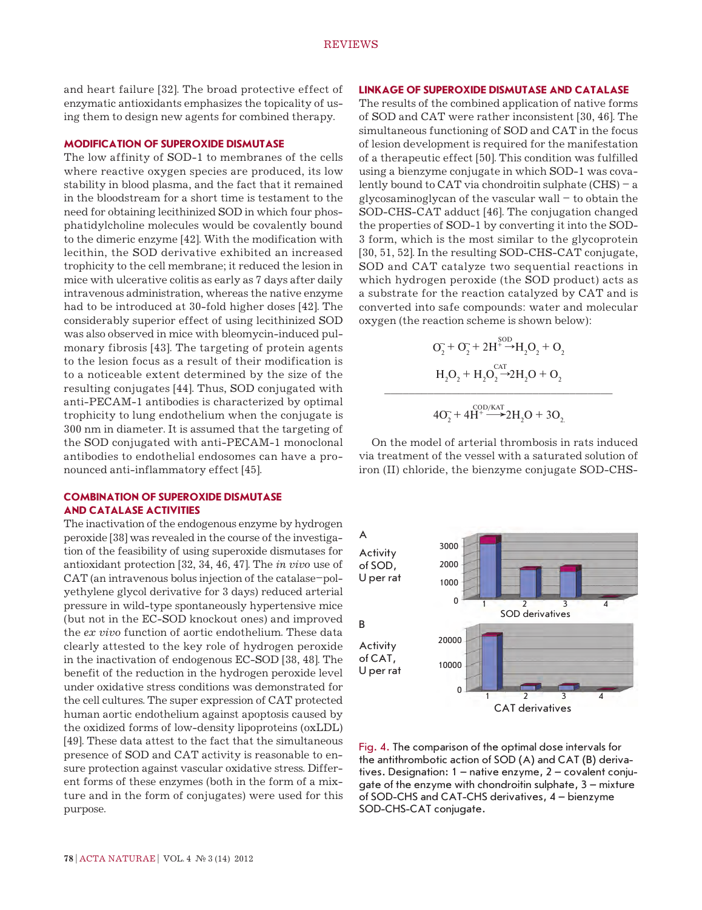and heart failure [32]. The broad protective effect of enzymatic antioxidants emphasizes the topicality of using them to design new agents for combined therapy.

## MODIFICATION OF SUPEROXIDE DISMUTASE

The low affinity of SOD-1 to membranes of the cells where reactive oxygen species are produced, its low stability in blood plasma, and the fact that it remained in the bloodstream for a short time is testament to the need for obtaining lecithinized SOD in which four phosphatidylcholine molecules would be covalently bound to the dimeric enzyme [42]. With the modification with lecithin, the SOD derivative exhibited an increased trophicity to the cell membrane; it reduced the lesion in mice with ulcerative colitis as early as 7 days after daily intravenous administration, whereas the native enzyme had to be introduced at 30-fold higher doses [42]. The considerably superior effect of using lecithinized SOD was also observed in mice with bleomycin-induced pulmonary fibrosis [43]. The targeting of protein agents to the lesion focus as a result of their modification is to a noticeable extent determined by the size of the resulting conjugates [44]. Thus, SOD conjugated with anti-PECAM-1 antibodies is characterized by optimal trophicity to lung endothelium when the conjugate is 300 nm in diameter. It is assumed that the targeting of the SOD conjugated with anti-PECAM-1 monoclonal antibodies to endothelial endosomes can have a pronounced anti-inflammatory effect [45].

## COMBINATION OF SUPEROXIDE DISMUTASE AND CATALASE ACTIVITIES

The inactivation of the endogenous enzyme by hydrogen peroxide [38] was revealed in the course of the investigation of the feasibility of using superoxide dismutases for antioxidant protection [32, 34, 46, 47]. The *in vivo* use of CAT (an intravenous bolus injection of the catalase–polyethylene glycol derivative for 3 days) reduced arterial pressure in wild-type spontaneously hypertensive mice (but not in the EC-SOD knockout ones) and improved the *ex vivo* function of aortic endothelium. These data clearly attested to the key role of hydrogen peroxide in the inactivation of endogenous EC-SOD [38, 48]. The benefit of the reduction in the hydrogen peroxide level under oxidative stress conditions was demonstrated for the cell cultures. The super expression of CAT protected human aortic endothelium against apoptosis caused by the oxidized forms of low-density lipoproteins (oxLDL) [49]. These data attest to the fact that the simultaneous presence of SOD and CAT activity is reasonable to ensure protection against vascular oxidative stress. Different forms of these enzymes (both in the form of a mixture and in the form of conjugates) were used for this purpose.

## LINKAGE OF SUPEROXIDE DISMUTASE AND CATALASE

The results of the combined application of native forms of SOD and CAT were rather inconsistent [30, 46]. The simultaneous functioning of SOD and CAT in the focus of lesion development is required for the manifestation of a therapeutic effect [50]. This condition was fulfilled using a bienzyme conjugate in which SOD-1 was covalently bound to CAT via chondroitin sulphate (CHS) – a glycosaminoglycan of the vascular wall – to obtain the SOD-CHS-CAT adduct [46]. The conjugation changed the properties of SOD-1 by converting it into the SOD-3 form, which is the most similar to the glycoprotein [30, 51, 52]. In the resulting SOD-CHS-CAT conjugate, SOD and CAT catalyze two sequential reactions in which hydrogen peroxide (the SOD product) acts as a substrate for the reaction catalyzed by CAT and is converted into safe compounds: water and molecular oxygen (the reaction scheme is shown below):

$$O_2^- + O_2^- + 2H^+ \xrightarrow{SOD} H_2O_2 + O_2$$

$$H_2O_2 + H_2O_2 \xrightarrow{CAT} 2H_2O + O_2$$

$$4O_2^- + 4H^+ \xrightarrow{COD/KAT} 2H_2O + 3O_2$$

On the model of arterial thrombosis in rats induced via treatment of the vessel with a saturated solution of iron (II) chloride, the bienzyme conjugate SOD-CHS-

Fig. 4. The comparison of the optimal dose intervals for the antithrombotic action of SOD (A) and CAT (B) derivatives. Designation: 1 – native enzyme, 2 – covalent conjugate of the enzyme with chondroitin sulphate, 3 – mixture of SOD-CHS and CAT-CHS derivatives, 4 – bienzyme SOD-CHS-CAT conjugate.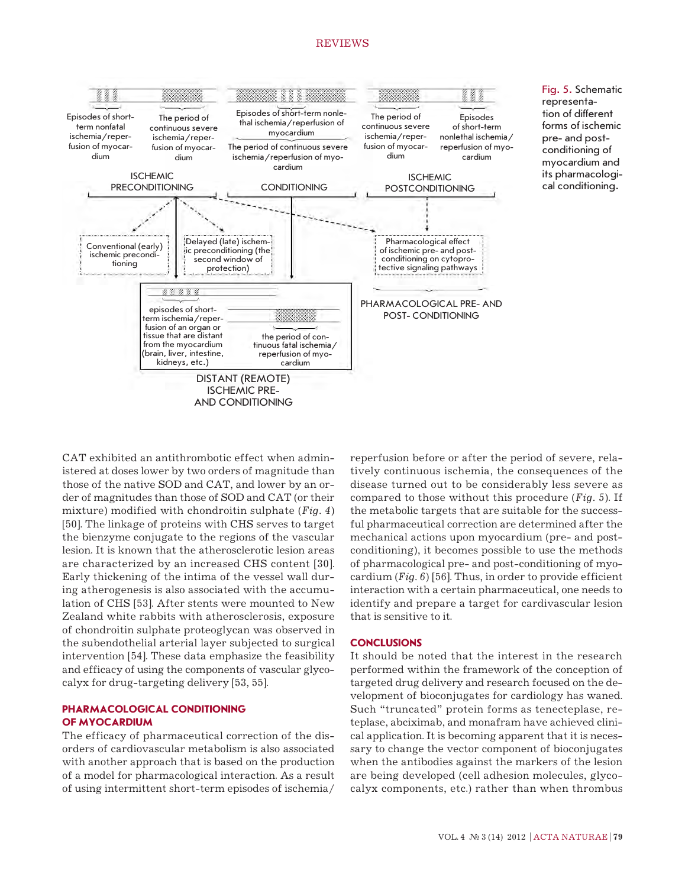Fig. 5. Schematic representation of different forms of ischemic pre- and post-conditioning of myocardium and its pharmacological conditioning.

CAT exhibited an antithrombotic effect when administered at doses lower by two orders of magnitude than those of the native SOD and CAT, and lower by an order of magnitudes than those of SOD and CAT (or their mixture) modified with chondroitin sulphate (*Fig. 4*) [50]. The linkage of proteins with CHS serves to target the bienzyme conjugate to the regions of the vascular lesion. It is known that the atherosclerotic lesion areas are characterized by an increased CHS content [30]. Early thickening of the intima of the vessel wall during atherogenesis is also associated with the accumulation of CHS [53]. After stents were mounted to New Zealand white rabbits with atherosclerosis, exposure of chondroitin sulphate proteoglycan was observed in the subendothelial arterial layer subjected to surgical intervention [54]. These data emphasize the feasibility and efficacy of using the components of vascular glycocalyx for drug-targeting delivery [53, 55].

## PHARMACOLOGICAL CONDITIONING OF MYOCARDIUM

The efficacy of pharmaceutical correction of the disorders of cardiovascular metabolism is also associated with another approach that is based on the production of a model for pharmacological interaction. As a result of using intermittent short-term episodes of ischemia/reperfusion before or after the period of severe, relatively continuous ischemia, the consequences of the disease turned out to be considerably less severe as compared to those without this procedure (*Fig. 5*). If the metabolic targets that are suitable for the successful pharmaceutical correction are determined after the mechanical actions upon myocardium (pre- and post-conditioning), it becomes possible to use the methods of pharmacological pre- and post-conditioning of myocardium (*Fig. 6*) [56]. Thus, in order to provide efficient interaction with a certain pharmaceutical, one needs to identify and prepare a target for cardivascular lesion that is sensitive to it.

## CONCLUSIONS

It should be noted that the interest in the research performed within the framework of the conception of targeted drug delivery and research focused on the development of bioconjugates for cardiology has waned. Such "truncated" protein forms as tenecteplase, reteplase, abciximab, and monafram have achieved clinical application. It is becoming apparent that it is necessary to change the vector component of bioconjugates when the antibodies against the markers of the lesion are being developed (cell adhesion molecules, glycocalyx components, etc.) rather than when thrombus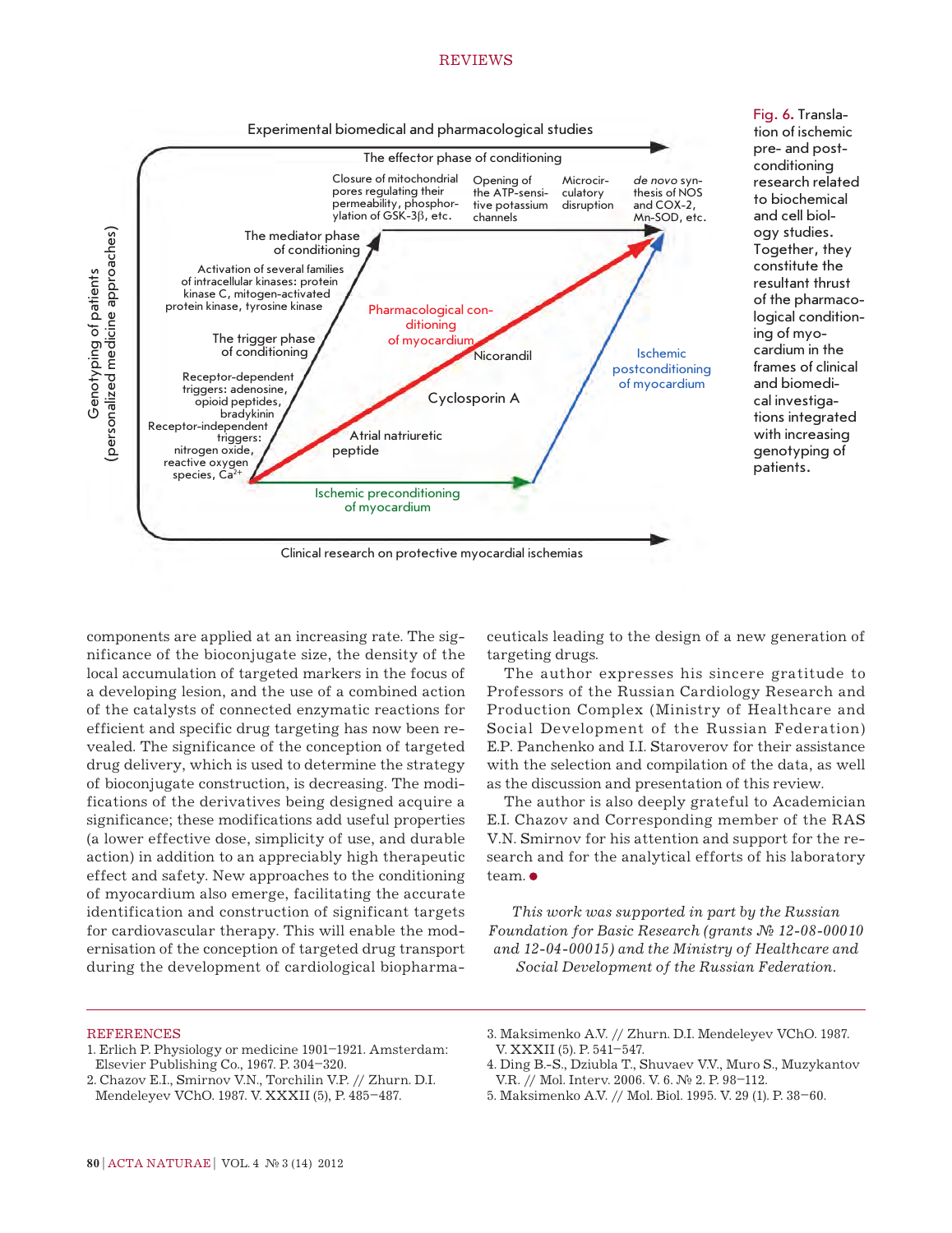Experimental biomedical and pharmacological studies

The effector phase of conditioning

Closure of mitochondrial pores regulating their permeability, phosphorylation of GSK-3β, etc.

Opening of the ATP-sensitive potassium channels

Microcirculatory disruption

*de novo* synthesis of NOS and COX-2, Mn-SOD, etc.

The mediator phase of conditioning

Activation of several families of intracellular kinases: protein kinase C, mitogen-activated protein kinase, tyrosine kinase

The trigger phase of conditioning

Receptor-dependent triggers: adenosine, opioid peptides, bradykinin

Receptor-independent triggers: nitrogen oxide, reactive oxygen species, $Ca^{2+}$

Pharmacological conditioning of myocardium

Nicorandil

Cyclosporin A

Atrial natriuretic peptide

Ischemic postconditioning of myocardium

Ischemic preconditioning of myocardium

Genotyping of patients (personalized medicine approaches)

Clinical research on protective myocardial ischemias

Fig. 6. Translation of ischemic pre- and post-conditioning research related to biochemical and cell biology studies. Together, they constitute the resultant thrust of the pharmacological conditioning of myocardium in the frames of clinical and biomedical investigations integrated with increasing genotyping of patients.

components are applied at an increasing rate. The significance of the bioconjugate size, the density of the local accumulation of targeted markers in the focus of a developing lesion, and the use of a combined action of the catalysts of connected enzymatic reactions for efficient and specific drug targeting has now been revealed. The significance of the conception of targeted drug delivery, which is used to determine the strategy of bioconjugate construction, is decreasing. The modifications of the derivatives being designed acquire a significance; these modifications add useful properties (a lower effective dose, simplicity of use, and durable action) in addition to an appreciably high therapeutic effect and safety. New approaches to the conditioning of myocardium also emerge, facilitating the accurate identification and construction of significant targets for cardiovascular therapy. This will enable the modernisation of the conception of targeted drug transport during the development of cardiological biopharmaceuticals leading to the design of a new generation of targeting drugs.

The author expresses his sincere gratitude to Professors of the Russian Cardiology Research and Production Complex (Ministry of Healthcare and Social Development of the Russian Federation) E.P. Panchenko and I.I. Staroverov for their assistance with the selection and compilation of the data, as well as the discussion and presentation of this review.

The author is also deeply grateful to Academician E.I. Chazov and Corresponding member of the RAS V.N. Smirnov for his attention and support for the research and for the analytical efforts of his laboratory team.

*This work was supported in part by the Russian Foundation for Basic Research (grants № 12-08-00010 and 12-04-00015) and the Ministry of Healthcare and Social Development of the Russian Federation.*

## REFERENCES

1. Erlich P. Physiology or medicine 1901–1921. Amsterdam: Elsevier Publishing Co., 1967. P. 304–320.
2. Chazov E.I., Smirnov V.N., Torchilin V.P. // Zhurn. D.I. Mendeleyev VChO. 1987. V. XXXII (5), P. 485–487.
3. Maksimenko A.V. // Zhurn. D.I. Mendeleyev VChO. 1987. V. XXXII (5). P. 541–547.
4. Ding B.-S., Dziubla T., Shuvaev V.V., Muro S., Muzykantov V.R. // Mol. Interv. 2006. V. 6. № 2. P. 98–112.
5. Maksimenko A.V. // Mol. Biol. 1995. V. 29 (1). P. 38–60.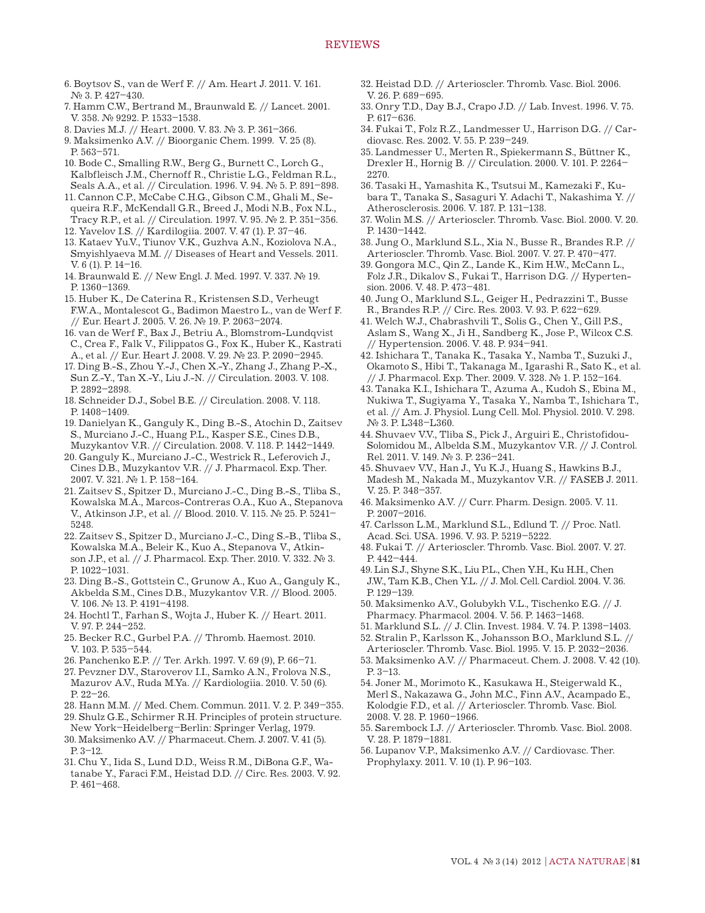6. Boytsov S., van de Werf F. // Am. Heart J. 2011. V. 161. № 3. P. 427–430.
7. Hamm C.W., Bertrand M., Braunwald E. // Lancet. 2001. V. 358. № 9292. P. 1533–1538.
8. Davies M.J. // Heart. 2000. V. 83. № 3. P. 361–366.
9. Maksimenko A.V. // Bioorganic Chem. 1999. V. 25 (8). P. 563–571.
10. Bode C., Smalling R.W., Berg G., Burnett C., Lorch G., Kalbfleisch J.M., Chernoff R., Christie L.G., Feldman R.L., Seals A.A., et al. // Circulation. 1996. V. 94. № 5. P. 891–898.
11. Cannon C.P., McCabe C.H.G., Gibson C.M., Ghali M., Sequeira R.F., McKendall G.R., Breed J., Modi N.B., Fox N.L., Tracy R.P., et al. // Circulation. 1997. V. 95. № 2. P. 351–356.
12. Yavelov I.S. // Kardilogiia. 2007. V. 47 (1). P. 37–46.
13. Kataev Yu.V., Tiunov V.K., Guzhva A.N., Koziolova N.A., Smyishlyaeva M.M. // Diseases of Heart and Vessels. 2011. V. 6 (1). P. 14–16.
14. Braunwald E. // New Engl. J. Med. 1997. V. 337. № 19. P. 1360–1369.
15. Huber K., De Caterina R., Kristensen S.D., Verheugt F.W.A., Montalescot G., Badimon Maestro L., van de Werf F. // Eur. Heart J. 2005. V. 26. № 19. P. 2063–2074.
16. van de Werf F., Bax J., Betriu A., Blomstrom-Lundqvist C., Crea F., Falk V., Filippatos G., Fox K., Huber K., Kastrati A., et al. // Eur. Heart J. 2008. V. 29. № 23. P. 2090–2945.
17. Ding B.-S., Zhou Y.-J., Chen X.-Y., Zhang J., Zhang P.-X., Sun Z.-Y., Tan X.-Y., Liu J.-N. // Circulation. 2003. V. 108. P. 2892–2898.
18. Schneider D.J., Sobel B.E. // Circulation. 2008. V. 118. P. 1408–1409.
19. Danielyan K., Ganguly K., Ding B.-S., Atochin D., Zaitsev S., Murciano J.-C., Huang P.L., Kasper S.E., Cines D.B., Muzykantov V.R. // Circulation. 2008. V. 118. P. 1442–1449.
20. Ganguly K., Murciano J.-C., Westrick R., Leferovich J., Cines D.B., Muzykantov V.R. // J. Pharmacol. Exp. Ther. 2007. V. 321. № 1. P. 158–164.
21. Zaitsev S., Spitzer D., Murciano J.-C., Ding B.-S., Tliba S., Kowalska M.A., Marcos-Contreras O.A., Kuo A., Stepanova V., Atkinson J.P., et al. // Blood. 2010. V. 115. № 25. P. 5241–5248.
22. Zaitsev S., Spitzer D., Murciano J.-C., Ding S.-B., Tliba S., Kowalska M.A., Beleir K., Kuo A., Stepanova V., Atkinson J.P., et al. // J. Pharmacol. Exp. Ther. 2010. V. 332. № 3. P. 1022–1031.
23. Ding B.-S., Gottstein C., Grunow A., Kuo A., Ganguly K., Akbelda S.M., Cines D.B., Muzykantov V.R. // Blood. 2005. V. 106. № 13. P. 4191–4198.
24. Hochtl T., Farhan S., Wojta J., Huber K. // Heart. 2011. V. 97. P. 244–252.
25. Becker R.C., Gurbel P.A. // Thromb. Haemost. 2010. V. 103. P. 535–544.
26. Panchenko E.P. // Ter. Arkh. 1997. V. 69 (9), P. 66–71.
27. Pevzner D.V., Staroverov I.I., Samko A.N., Frolova N.S., Mazurov A.V., Ruda M.Ya. // Kardiologiia. 2010. V. 50 (6). P. 22–26.
28. Hann M.M. // Med. Chem. Commun. 2011. V. 2. P. 349–355.
29. Shulz G.E., Schirmer R.H. Principles of protein structure. New York–Heidelberg–Berlin: Springer Verlag, 1979.
30. Maksimenko A.V. // Pharmaceut. Chem. J. 2007. V. 41 (5). P. 3–12.
31. Chu Y., Iida S., Lund D.D., Weiss R.M., DiBona G.F., Watanabe Y., Faraci F.M., Heistad D.D. // Circ. Res. 2003. V. 92. P. 461–468.
32. Heistad D.D. // Arterioscler. Thromb. Vasc. Biol. 2006. V. 26. P. 689–695.
33. Onry T.D., Day B.J., Crapo J.D. // Lab. Invest. 1996. V. 75. P. 617–636.
34. Fukai T., Folz R.Z., Landmesser U., Harrison D.G. // Cardiovasc. Res. 2002. V. 55. P. 239–249.
35. Landmesser U., Merten R., Spiekermann S., Büttner K., Drexler H., Hornig B. // Circulation. 2000. V. 101. P. 2264–2270.
36. Tasaki H., Yamashita K., Tsutsui M., Kamezaki F., Kubara T., Tanaka S., Sasaguri Y. Adachi T., Nakashima Y. // Atherosclerosis. 2006. V. 187. P. 131–138.
37. Wolin M.S. // Arterioscler. Thromb. Vasc. Biol. 2000. V. 20. P. 1430–1442.
38. Jung O., Marklund S.L., Xia N., Busse R., Brandes R.P. // Arterioscler. Thromb. Vasc. Biol. 2007. V. 27. P. 470–477.
39. Gongora M.C., Qin Z., Lande K., Kim H.W., McCann L., Folz J.R., Dikalov S., Fukai T., Harrison D.G. // Hypertension. 2006. V. 48. P. 473–481.
40. Jung O., Marklund S.L., Geiger H., Pedrazzini T., Busse R., Brandes R.P. // Circ. Res. 2003. V. 93. P. 622–629.
41. Welch W.J., Chabrashvili T., Solis G., Chen Y., Gill P.S., Aslam S., Wang X., Ji H., Sandberg K., Jose P., Wilcox C.S. // Hypertension. 2006. V. 48. P. 934–941.
42. Ishichara T., Tanaka K., Tasaka Y., Namba T., Suzuki J., Okamoto S., Hibi T., Takanaga M., Igarashi R., Sato K., et al. // J. Pharmacol. Exp. Ther. 2009. V. 328. № 1. P. 152–164.
43. Tanaka K.I., Ishichara T., Azuma A., Kudoh S., Ebina M., Nukiwa T., Sugiyama Y., Tasaka Y., Namba T., Ishichara T., et al. // Am. J. Physiol. Lung Cell. Mol. Physiol. 2010. V. 298. № 3. P. L348–L360.
44. Shuvaev V.V., Tliba S., Pick J., Arguiri E., Christofidou-Solomidou M., Albelda S.M., Muzykantov V.R. // J. Control. Rel. 2011. V. 149. № 3. P. 236–241.
45. Shuvaev V.V., Han J., Yu K.J., Huang S., Hawkins B.J., Madesh M., Nakada M., Muzykantov V.R. // FASEB J. 2011. V. 25. P. 348–357.
46. Maksimenko A.V. // Curr. Pharm. Design. 2005. V. 11. P. 2007–2016.
47. Carlsson L.M., Marklund S.L., Edlund T. // Proc. Natl. Acad. Sci. USA. 1996. V. 93. P. 5219–5222.
48. Fukai T. // Arterioscler. Thromb. Vasc. Biol. 2007. V. 27. P. 442–444.
49. Lin S.J., Shyne S.K., Liu P.L., Chen Y.H., Ku H.H., Chen J.W., Tam K.B., Chen Y.L. // J. Mol. Cell. Cardiol. 2004. V. 36. P. 129–139.
50. Maksimenko A.V., Golubykh V.L., Tischenko E.G. // J. Pharmacy. Pharmacol. 2004. V. 56. P. 1463–1468.
51. Marklund S.L. // J. Clin. Invest. 1984. V. 74. P. 1398–1403.
52. Stralin P., Karlsson K., Johansson B.O., Marklund S.L. // Arterioscler. Thromb. Vasc. Biol. 1995. V. 15. P. 2032–2036.
53. Maksimenko A.V. // Pharmaceut. Chem. J. 2008. V. 42 (10). P. 3–13.
54. Joner M., Morimoto K., Kasukawa H., Steigerwald K., Merl S., Nakazawa G., John M.C., Finn A.V., Acampado E., Kolodgie F.D., et al. // Arterioscler. Thromb. Vasc. Biol. 2008. V. 28. P. 1960–1966.
55. Sarembock I.J. // Arterioscler. Thromb. Vasc. Biol. 2008. V. 28. P. 1879–1881.
56. Lupanov V.P., Maksimenko A.V. // Cardiovasc. Ther. Prophylaxy. 2011. V. 10 (1). P. 96–103.